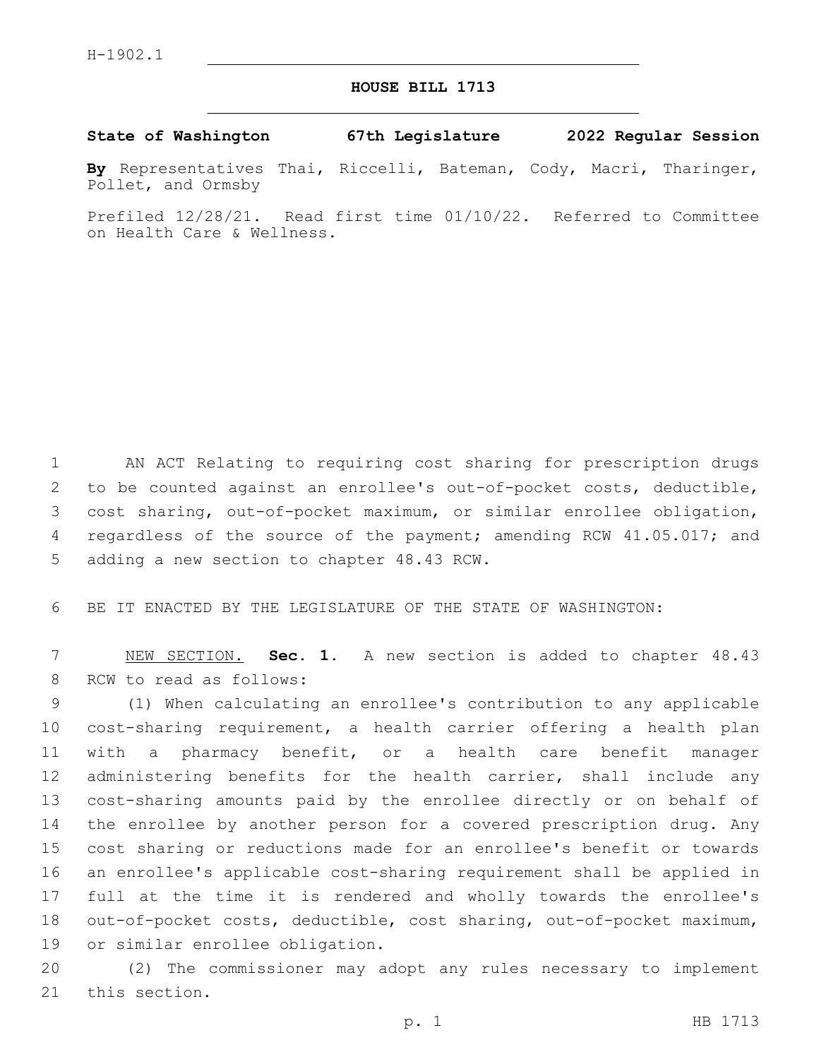H-1902.1

# HOUSE BILL 1713

**State of Washington 67th Legislature 2022 Regular Session**

**By** Representatives Thai, Riccelli, Bateman, Cody, Macri, Tharinger, Pollet, and Ormsby

Prefiled 12/28/21. Read first time 01/10/22. Referred to Committee on Health Care & Wellness.

AN ACT Relating to requiring cost sharing for prescription drugs to be counted against an enrollee's out-of-pocket costs, deductible, cost sharing, out-of-pocket maximum, or similar enrollee obligation, regardless of the source of the payment; amending RCW 41.05.017; and adding a new section to chapter 48.43 RCW.

BE IT ENACTED BY THE LEGISLATURE OF THE STATE OF WASHINGTON:

NEW SECTION. **Sec. 1.** A new section is added to chapter 48.43 RCW to read as follows:

(1) When calculating an enrollee's contribution to any applicable cost-sharing requirement, a health carrier offering a health plan with a pharmacy benefit, or a health care benefit manager administering benefits for the health carrier, shall include any cost-sharing amounts paid by the enrollee directly or on behalf of the enrollee by another person for a covered prescription drug. Any cost sharing or reductions made for an enrollee's benefit or towards an enrollee's applicable cost-sharing requirement shall be applied in full at the time it is rendered and wholly towards the enrollee's out-of-pocket costs, deductible, cost sharing, out-of-pocket maximum, or similar enrollee obligation.

(2) The commissioner may adopt any rules necessary to implement this section.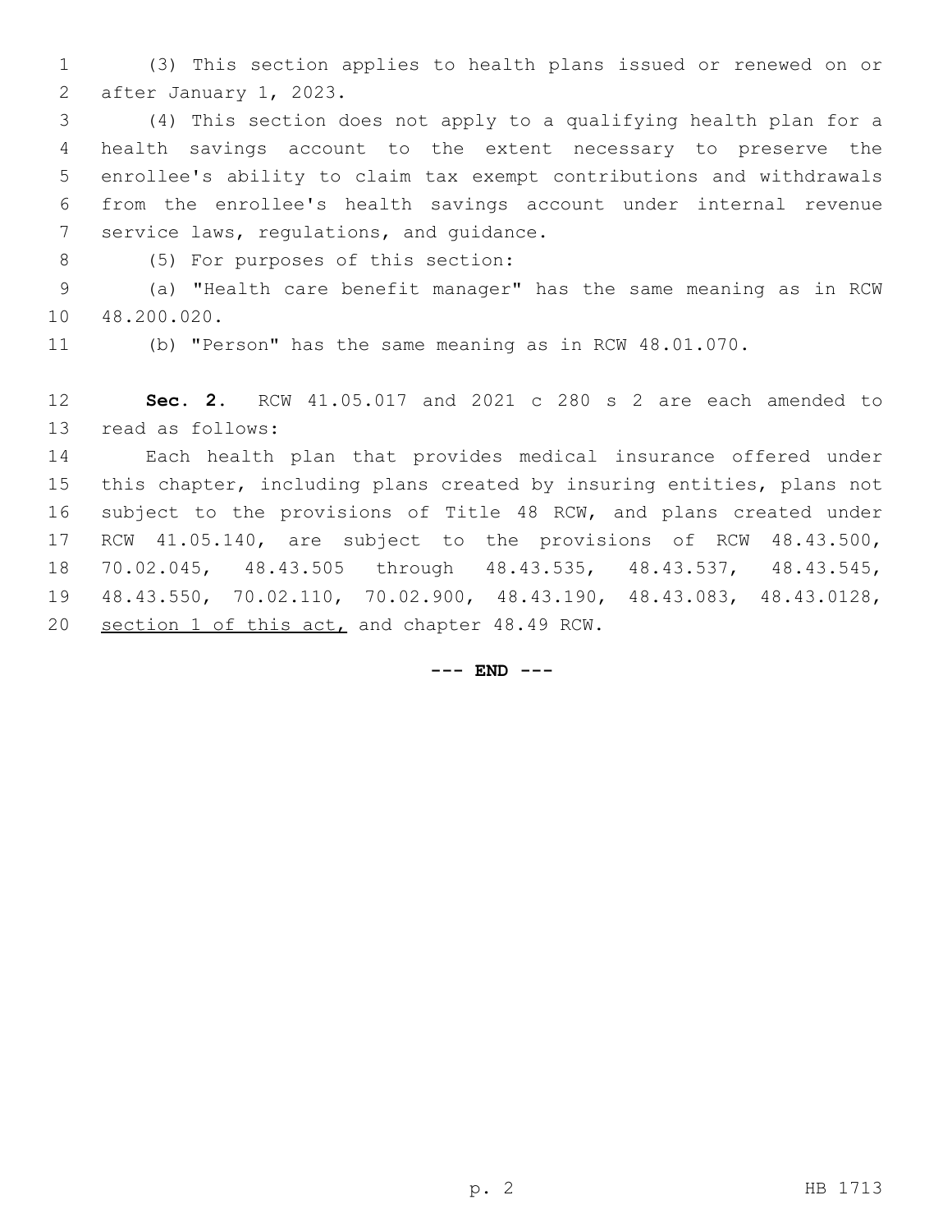(3) This section applies to health plans issued or renewed on or after January 1, 2023.

(4) This section does not apply to a qualifying health plan for a health savings account to the extent necessary to preserve the enrollee's ability to claim tax exempt contributions and withdrawals from the enrollee's health savings account under internal revenue service laws, regulations, and guidance.

(5) For purposes of this section:

(a) "Health care benefit manager" has the same meaning as in RCW 48.200.020.

(b) "Person" has the same meaning as in RCW 48.01.070.

**Sec. 2.** RCW 41.05.017 and 2021 c 280 s 2 are each amended to read as follows:

Each health plan that provides medical insurance offered under this chapter, including plans created by insuring entities, plans not subject to the provisions of Title 48 RCW, and plans created under RCW 41.05.140, are subject to the provisions of RCW 48.43.500, 70.02.045, 48.43.505 through 48.43.535, 48.43.537, 48.43.545, 48.43.550, 70.02.110, 70.02.900, 48.43.190, 48.43.083, 48.43.0128, <u>section 1 of this act,</u> and chapter 48.49 RCW.

**--- END ---**